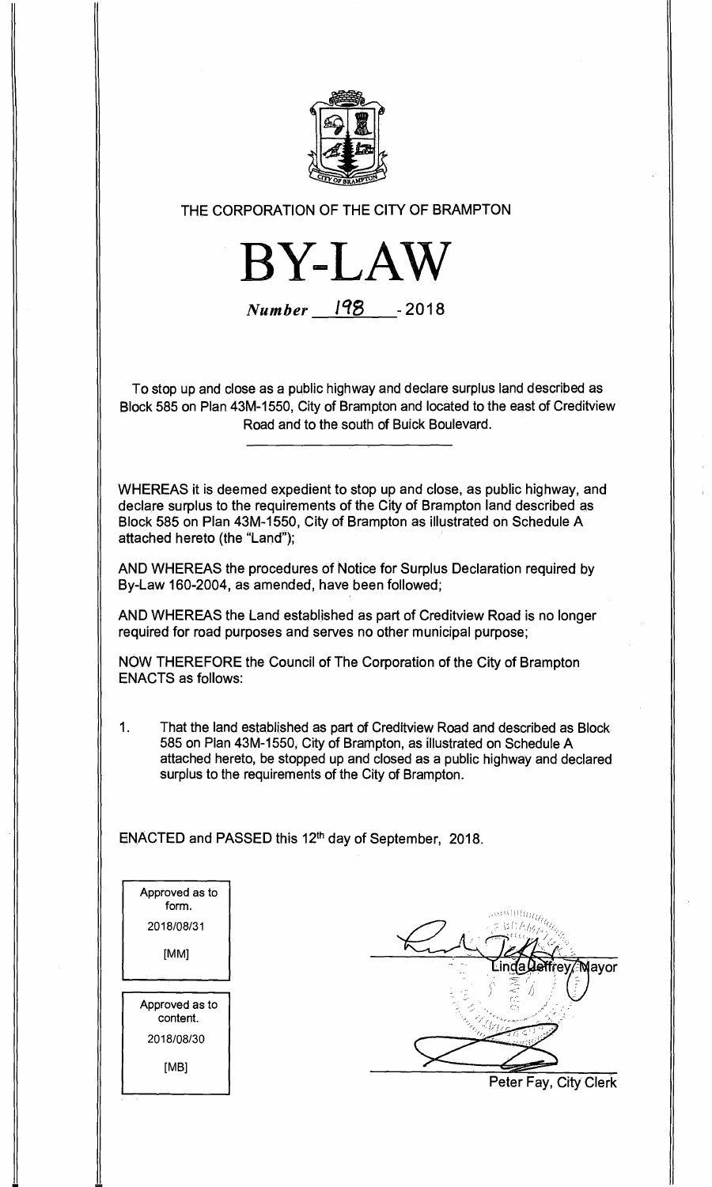THE CORPORATION OF THE CITY OF BRAMPTON

# BY-LAW

*Number* 198 - 2018

To stop up and close as a public highway and declare surplus land described as Block 585 on Plan 43M-1550, City of Brampton and located to the east of Creditview Road and to the south of Buick Boulevard.

WHEREAS it is deemed expedient to stop up and close, as public highway, and declare surplus to the requirements of the City of Brampton land described as Block 585 on Plan 43M-1550, City of Brampton as illustrated on Schedule A attached hereto (the "Land");

AND WHEREAS the procedures of Notice for Surplus Declaration required by By-Law 160-2004, as amended, have been followed;

AND WHEREAS the Land established as part of Creditview Road is no longer required for road purposes and serves no other municipal purpose;

NOW THEREFORE the Council of The Corporation of the City of Brampton ENACTS as follows:

1. That the land established as part of Creditview Road and described as Block 585 on Plan 43M-1550, City of Brampton, as illustrated on Schedule A attached hereto, be stopped up and closed as a public highway and declared surplus to the requirements of the City of Brampton.

ENACTED and PASSED this 12th day of September, 2018.

Approved as to form.
2018/08/31
[MM]

Approved as to content.
2018/08/30
[MB]

Linda Jeffrey, Mayor

Peter Fay, City Clerk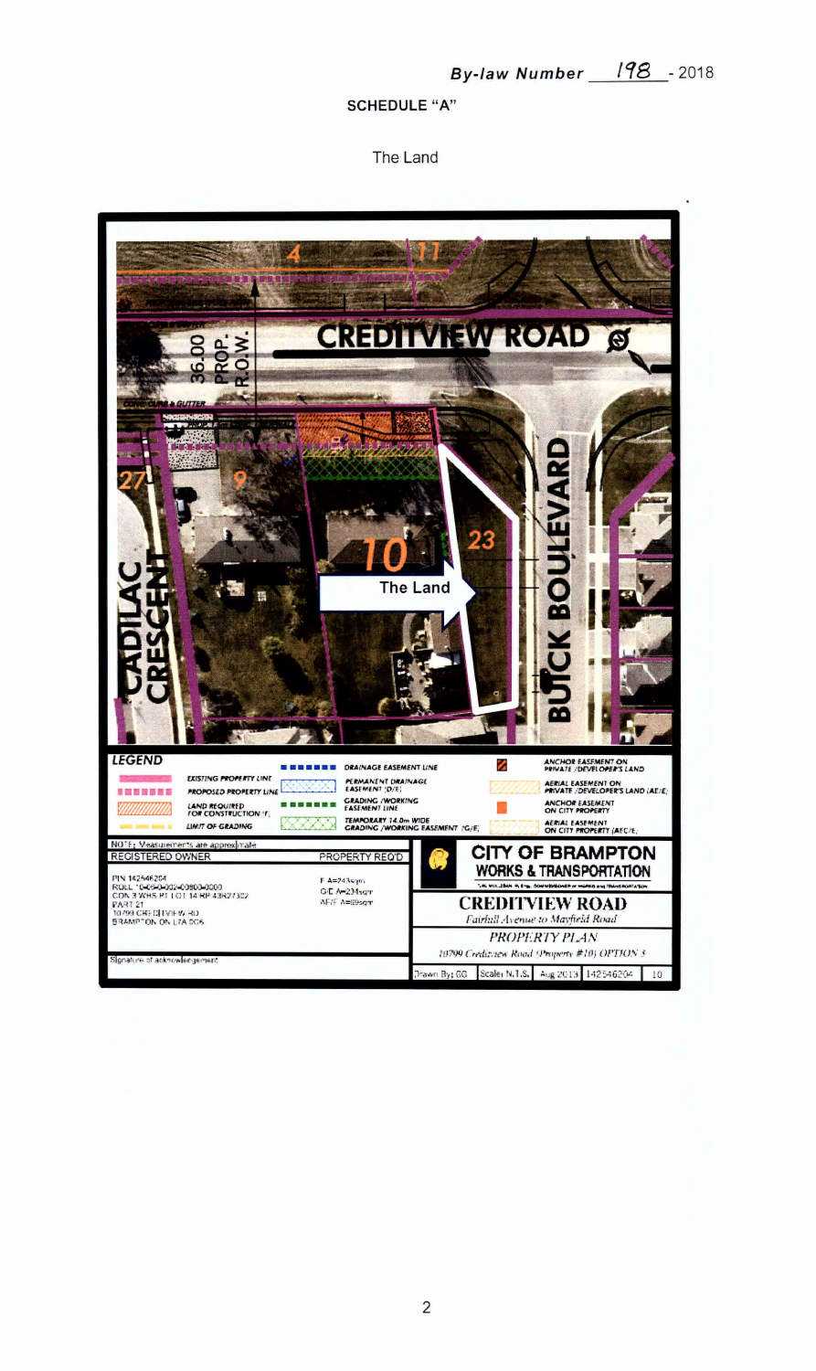**By-law Number 198 - 2018**

**SCHEDULE "A"**

The Land

CREDITVIEW ROAD

36.00 PROP. R.O.W.

CADILAC CRESCENT

BUICK BOULEVARD

4

11

27

9

10

23

The Land

**LEGEND**

EXISTING PROPERTY LINE

PROPOSED PROPERTY LINE

LAND REQUIRED FOR CONSTRUCTION (F)

LIMIT OF GRADING

DRAINAGE EASEMENT LINE

PERMANENT DRAINAGE EASEMENT (D/E)

GRADING /WORKING EASEMENT LINE

TEMPORARY 14.0m WIDE GRADING /WORKING EASEMENT (G/E)

ANCHOR EASEMENT ON PRIVATE /DEVELOPER'S LAND

AERIAL EASEMENT ON PRIVATE /DEVELOPER'S LAND (AE/E)

ANCHOR EASEMENT ON CITY PROPERTY

AERIAL EASEMENT ON CITY PROPERTY (AEC/E)

NOTE: Measurements are approximate

| REGISTERED OWNER | PROPERTY REQ'D |
|---|---|
| PIN 142546204<br>ROLL 10-06-0-002-00800-0000<br>CON 3 WHS PT LOT 14 RP 43R27302<br>PART 21<br>10799 CREDITVIEW RD<br>BRAMPTON ON L7A 0C6 | F A=243sqm<br>G/E A=234sqm<br>AE/E A=89sqm |

Signature of acknowledgement

**CITY OF BRAMPTON**

**WORKS & TRANSPORTATION**

**CREDITVIEW ROAD**

*Fairhill Avenue to Mayfield Road*

*PROPERTY PLAN*

*10799 Creditview Road (Property #10) OPTION 3*

| Drawn By: GG | Scale: N.T.S. | Aug 2013 | 142546204 | 10 |
|---|---|---|---|---|